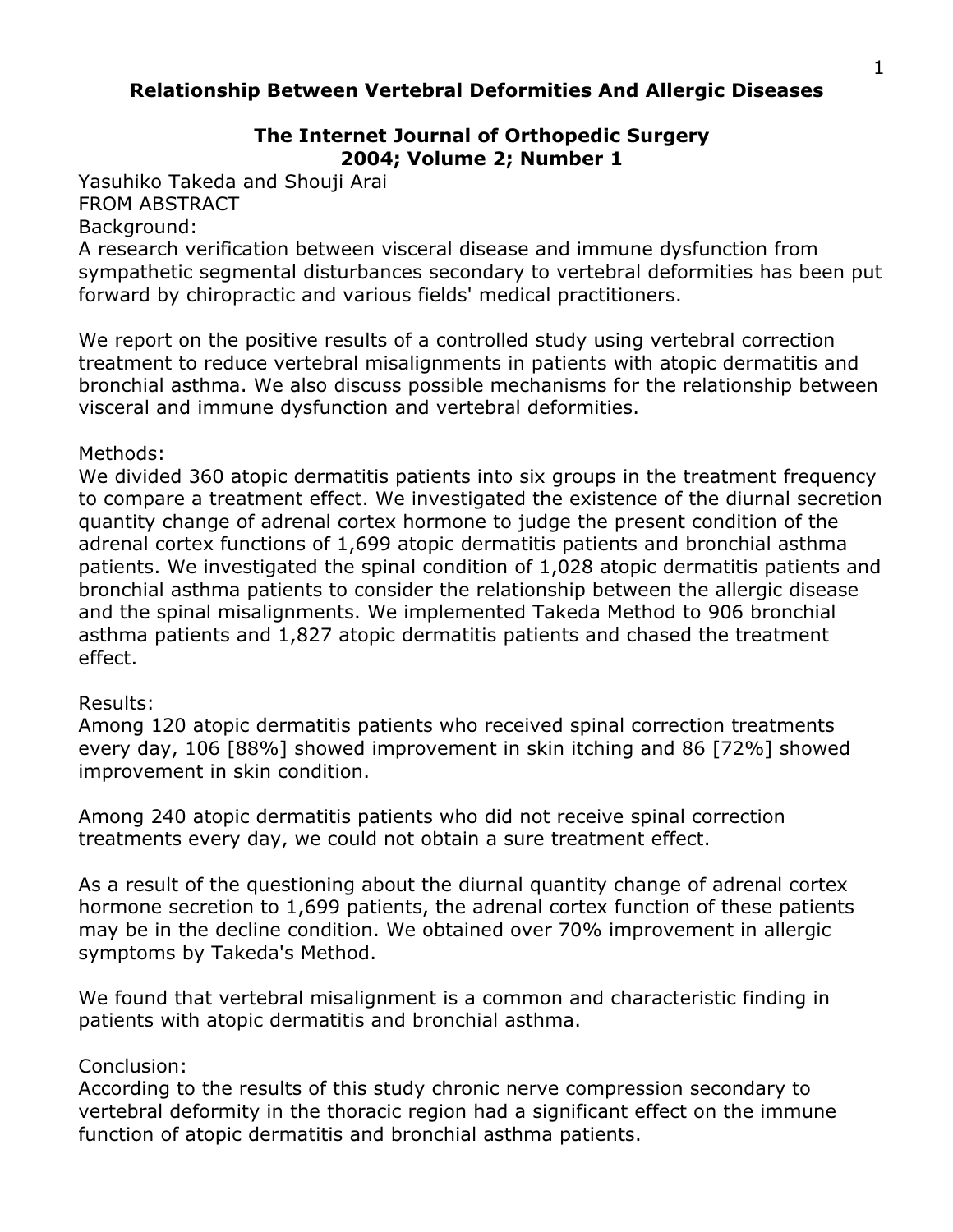# Relationship Between Vertebral Deformities And Allergic Diseases

**The Internet Journal of Orthopedic Surgery**
**2004; Volume 2; Number 1**

Yasuhiko Takeda and Shouji Arai

FROM ABSTRACT

Background:

A research verification between visceral disease and immune dysfunction from sympathetic segmental disturbances secondary to vertebral deformities has been put forward by chiropractic and various fields' medical practitioners.

We report on the positive results of a controlled study using vertebral correction treatment to reduce vertebral misalignments in patients with atopic dermatitis and bronchial asthma. We also discuss possible mechanisms for the relationship between visceral and immune dysfunction and vertebral deformities.

Methods:

We divided 360 atopic dermatitis patients into six groups in the treatment frequency to compare a treatment effect. We investigated the existence of the diurnal secretion quantity change of adrenal cortex hormone to judge the present condition of the adrenal cortex functions of 1,699 atopic dermatitis patients and bronchial asthma patients. We investigated the spinal condition of 1,028 atopic dermatitis patients and bronchial asthma patients to consider the relationship between the allergic disease and the spinal misalignments. We implemented Takeda Method to 906 bronchial asthma patients and 1,827 atopic dermatitis patients and chased the treatment effect.

Results:

Among 120 atopic dermatitis patients who received spinal correction treatments every day, 106 [88%] showed improvement in skin itching and 86 [72%] showed improvement in skin condition.

Among 240 atopic dermatitis patients who did not receive spinal correction treatments every day, we could not obtain a sure treatment effect.

As a result of the questioning about the diurnal quantity change of adrenal cortex hormone secretion to 1,699 patients, the adrenal cortex function of these patients may be in the decline condition. We obtained over 70% improvement in allergic symptoms by Takeda's Method.

We found that vertebral misalignment is a common and characteristic finding in patients with atopic dermatitis and bronchial asthma.

Conclusion:

According to the results of this study chronic nerve compression secondary to vertebral deformity in the thoracic region had a significant effect on the immune function of atopic dermatitis and bronchial asthma patients.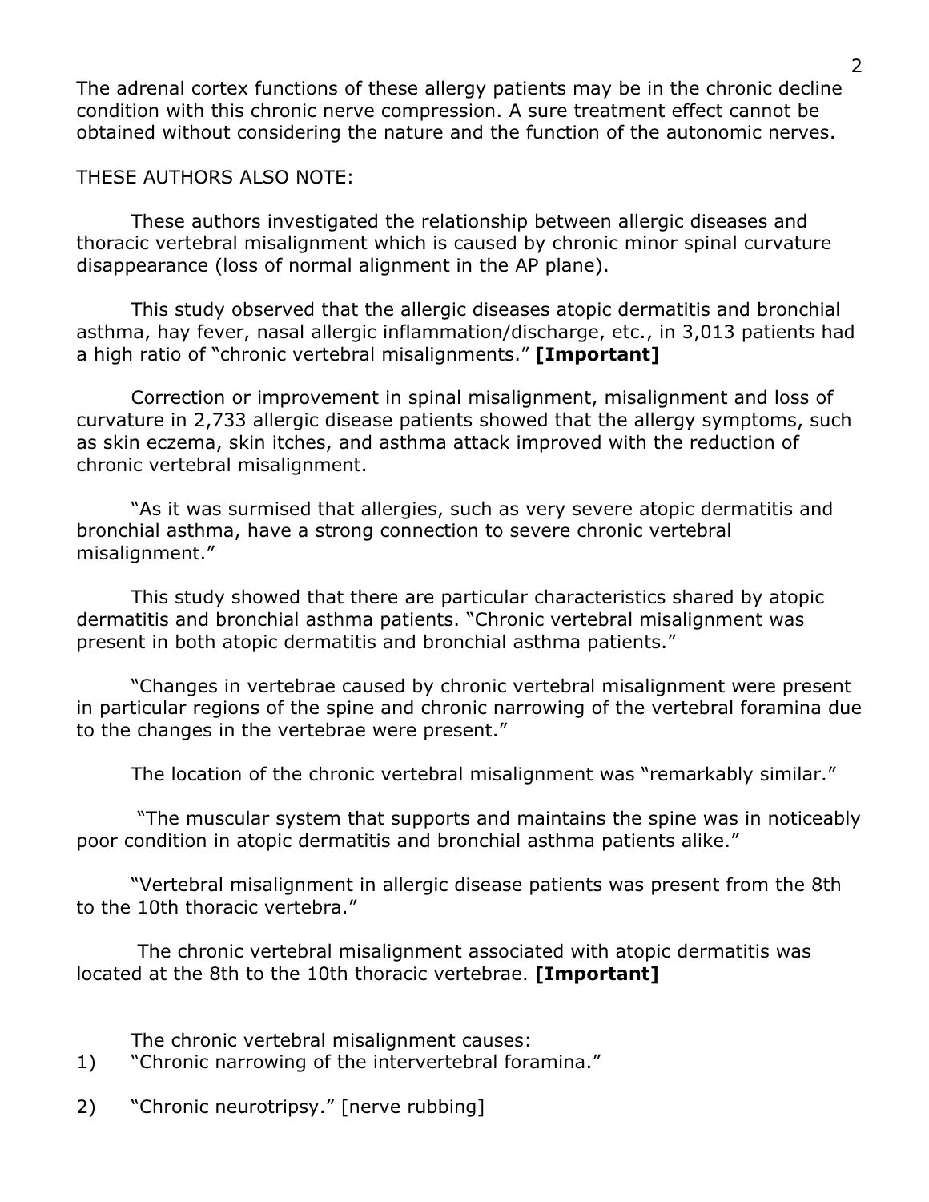The adrenal cortex functions of these allergy patients may be in the chronic decline condition with this chronic nerve compression. A sure treatment effect cannot be obtained without considering the nature and the function of the autonomic nerves.

THESE AUTHORS ALSO NOTE:

These authors investigated the relationship between allergic diseases and thoracic vertebral misalignment which is caused by chronic minor spinal curvature disappearance (loss of normal alignment in the AP plane).

This study observed that the allergic diseases atopic dermatitis and bronchial asthma, hay fever, nasal allergic inflammation/discharge, etc., in 3,013 patients had a high ratio of "chronic vertebral misalignments." **[Important]**

Correction or improvement in spinal misalignment, misalignment and loss of curvature in 2,733 allergic disease patients showed that the allergy symptoms, such as skin eczema, skin itches, and asthma attack improved with the reduction of chronic vertebral misalignment.

"As it was surmised that allergies, such as very severe atopic dermatitis and bronchial asthma, have a strong connection to severe chronic vertebral misalignment."

This study showed that there are particular characteristics shared by atopic dermatitis and bronchial asthma patients. "Chronic vertebral misalignment was present in both atopic dermatitis and bronchial asthma patients."

"Changes in vertebrae caused by chronic vertebral misalignment were present in particular regions of the spine and chronic narrowing of the vertebral foramina due to the changes in the vertebrae were present."

The location of the chronic vertebral misalignment was "remarkably similar."

"The muscular system that supports and maintains the spine was in noticeably poor condition in atopic dermatitis and bronchial asthma patients alike."

"Vertebral misalignment in allergic disease patients was present from the 8th to the 10th thoracic vertebra."

The chronic vertebral misalignment associated with atopic dermatitis was located at the 8th to the 10th thoracic vertebrae. **[Important]**

The chronic vertebral misalignment causes:

1) "Chronic narrowing of the intervertebral foramina."

2) "Chronic neurotripsy." [nerve rubbing]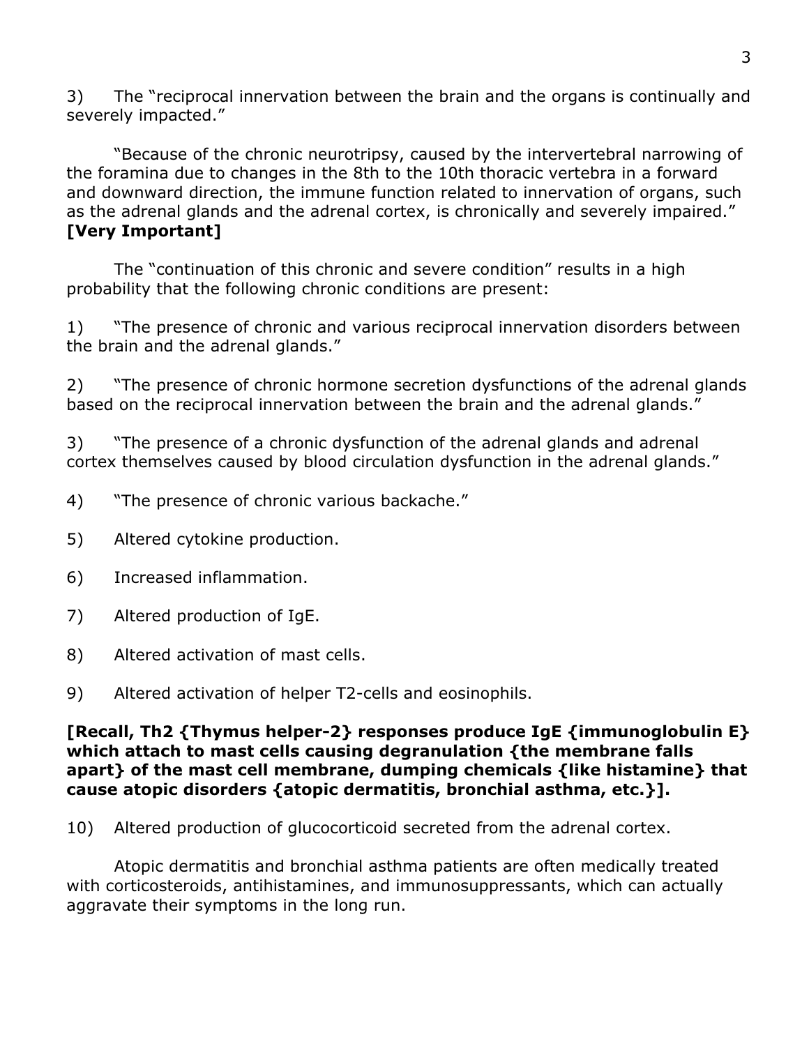3) The "reciprocal innervation between the brain and the organs is continually and severely impacted."

"Because of the chronic neurotripsy, caused by the intervertebral narrowing of the foramina due to changes in the 8th to the 10th thoracic vertebra in a forward and downward direction, the immune function related to innervation of organs, such as the adrenal glands and the adrenal cortex, is chronically and severely impaired." **[Very Important]**

The "continuation of this chronic and severe condition" results in a high probability that the following chronic conditions are present:

1) "The presence of chronic and various reciprocal innervation disorders between the brain and the adrenal glands."

2) "The presence of chronic hormone secretion dysfunctions of the adrenal glands based on the reciprocal innervation between the brain and the adrenal glands."

3) "The presence of a chronic dysfunction of the adrenal glands and adrenal cortex themselves caused by blood circulation dysfunction in the adrenal glands."

4) "The presence of chronic various backache."

5) Altered cytokine production.

6) Increased inflammation.

7) Altered production of IgE.

8) Altered activation of mast cells.

9) Altered activation of helper T2-cells and eosinophils.

**[Recall, Th2 {Thymus helper-2} responses produce IgE {immunoglobulin E} which attach to mast cells causing degranulation {the membrane falls apart} of the mast cell membrane, dumping chemicals {like histamine} that cause atopic disorders {atopic dermatitis, bronchial asthma, etc.}].**

10) Altered production of glucocorticoid secreted from the adrenal cortex.

Atopic dermatitis and bronchial asthma patients are often medically treated with corticosteroids, antihistamines, and immunosuppressants, which can actually aggravate their symptoms in the long run.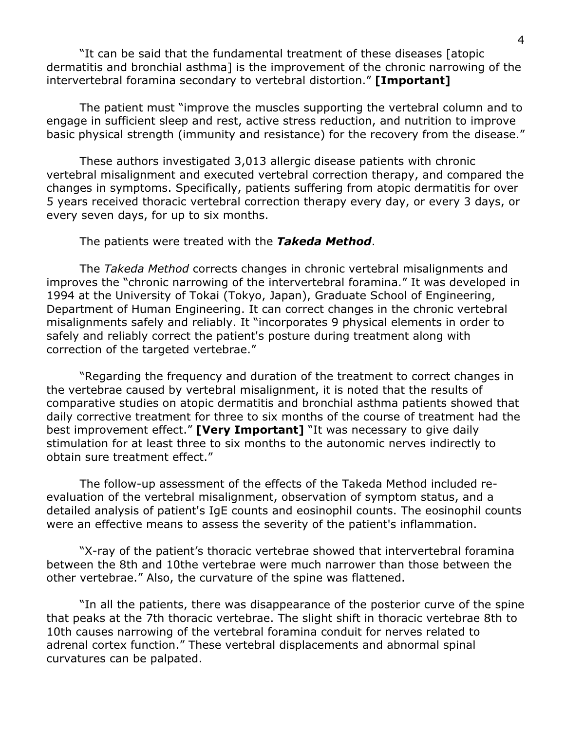"It can be said that the fundamental treatment of these diseases [atopic dermatitis and bronchial asthma] is the improvement of the chronic narrowing of the intervertebral foramina secondary to vertebral distortion." **[Important]**

The patient must "improve the muscles supporting the vertebral column and to engage in sufficient sleep and rest, active stress reduction, and nutrition to improve basic physical strength (immunity and resistance) for the recovery from the disease."

These authors investigated 3,013 allergic disease patients with chronic vertebral misalignment and executed vertebral correction therapy, and compared the changes in symptoms. Specifically, patients suffering from atopic dermatitis for over 5 years received thoracic vertebral correction therapy every day, or every 3 days, or every seven days, for up to six months.

The patients were treated with the ***Takeda Method***.

The *Takeda Method* corrects changes in chronic vertebral misalignments and improves the "chronic narrowing of the intervertebral foramina." It was developed in 1994 at the University of Tokai (Tokyo, Japan), Graduate School of Engineering, Department of Human Engineering. It can correct changes in the chronic vertebral misalignments safely and reliably. It "incorporates 9 physical elements in order to safely and reliably correct the patient's posture during treatment along with correction of the targeted vertebrae."

"Regarding the frequency and duration of the treatment to correct changes in the vertebrae caused by vertebral misalignment, it is noted that the results of comparative studies on atopic dermatitis and bronchial asthma patients showed that daily corrective treatment for three to six months of the course of treatment had the best improvement effect." **[Very Important]** "It was necessary to give daily stimulation for at least three to six months to the autonomic nerves indirectly to obtain sure treatment effect."

The follow-up assessment of the effects of the Takeda Method included re-evaluation of the vertebral misalignment, observation of symptom status, and a detailed analysis of patient's IgE counts and eosinophil counts. The eosinophil counts were an effective means to assess the severity of the patient's inflammation.

"X-ray of the patient's thoracic vertebrae showed that intervertebral foramina between the 8th and 10the vertebrae were much narrower than those between the other vertebrae." Also, the curvature of the spine was flattened.

"In all the patients, there was disappearance of the posterior curve of the spine that peaks at the 7th thoracic vertebrae. The slight shift in thoracic vertebrae 8th to 10th causes narrowing of the vertebral foramina conduit for nerves related to adrenal cortex function." These vertebral displacements and abnormal spinal curvatures can be palpated.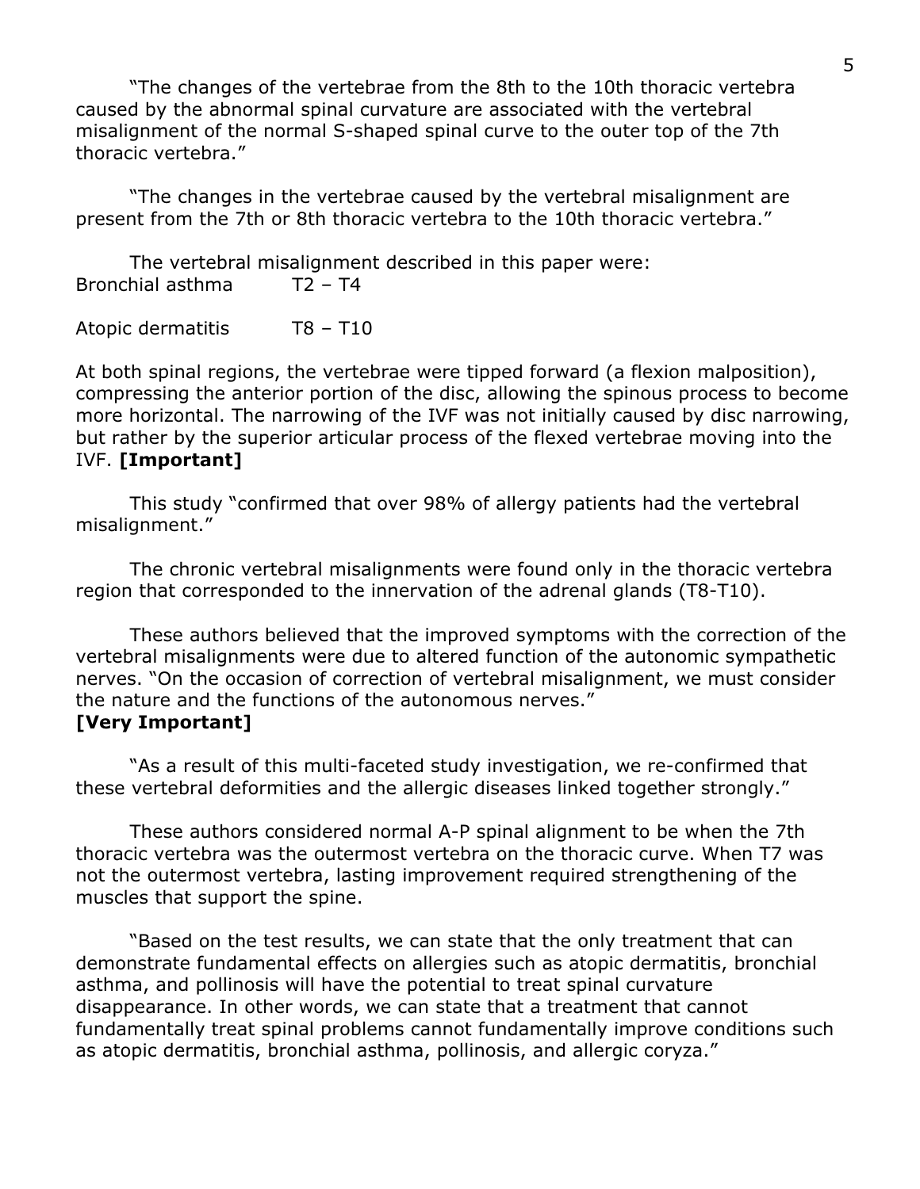"The changes of the vertebrae from the 8th to the 10th thoracic vertebra caused by the abnormal spinal curvature are associated with the vertebral misalignment of the normal S-shaped spinal curve to the outer top of the 7th thoracic vertebra."

"The changes in the vertebrae caused by the vertebral misalignment are present from the 7th or 8th thoracic vertebra to the 10th thoracic vertebra."

The vertebral misalignment described in this paper were:

| | |
|---|---|
| Bronchial asthma | T2 – T4 |
| Atopic dermatitis | T8 – T10 |

At both spinal regions, the vertebrae were tipped forward (a flexion malposition), compressing the anterior portion of the disc, allowing the spinous process to become more horizontal. The narrowing of the IVF was not initially caused by disc narrowing, but rather by the superior articular process of the flexed vertebrae moving into the IVF. **[Important]**

This study "confirmed that over 98% of allergy patients had the vertebral misalignment."

The chronic vertebral misalignments were found only in the thoracic vertebra region that corresponded to the innervation of the adrenal glands (T8-T10).

These authors believed that the improved symptoms with the correction of the vertebral misalignments were due to altered function of the autonomic sympathetic nerves. "On the occasion of correction of vertebral misalignment, we must consider the nature and the functions of the autonomous nerves."
**[Very Important]**

"As a result of this multi-faceted study investigation, we re-confirmed that these vertebral deformities and the allergic diseases linked together strongly."

These authors considered normal A-P spinal alignment to be when the 7th thoracic vertebra was the outermost vertebra on the thoracic curve. When T7 was not the outermost vertebra, lasting improvement required strengthening of the muscles that support the spine.

"Based on the test results, we can state that the only treatment that can demonstrate fundamental effects on allergies such as atopic dermatitis, bronchial asthma, and pollinosis will have the potential to treat spinal curvature disappearance. In other words, we can state that a treatment that cannot fundamentally treat spinal problems cannot fundamentally improve conditions such as atopic dermatitis, bronchial asthma, pollinosis, and allergic coryza."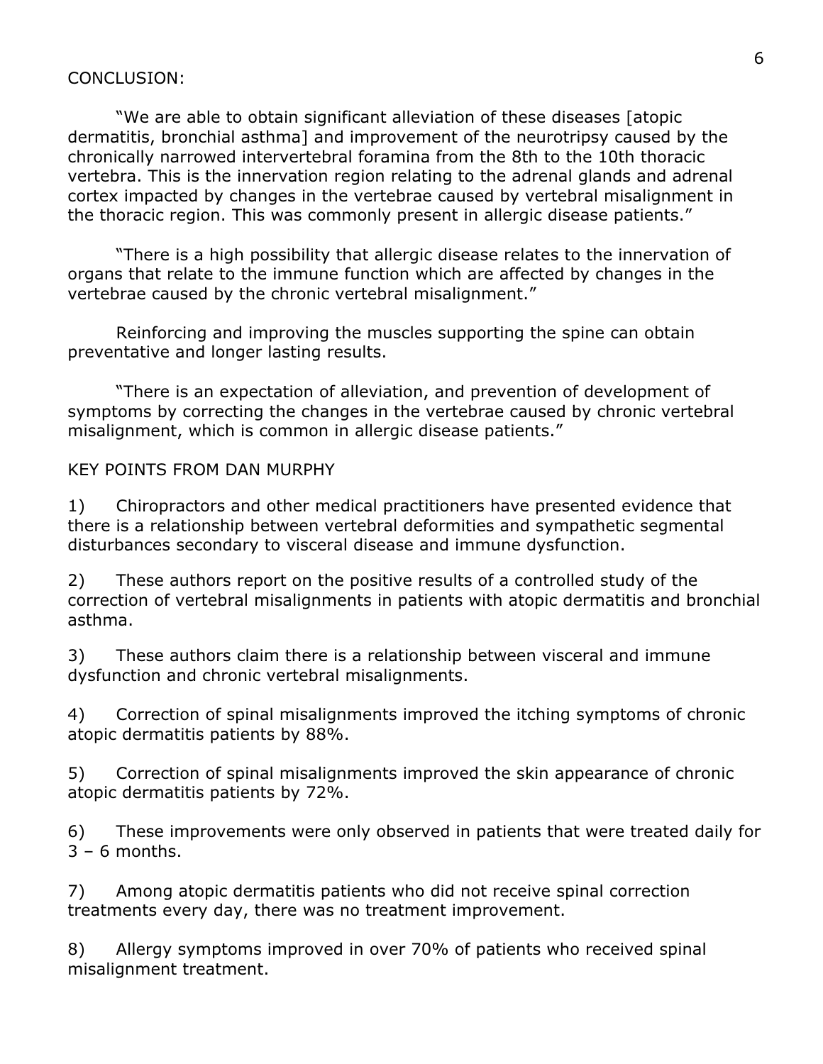CONCLUSION:

"We are able to obtain significant alleviation of these diseases [atopic dermatitis, bronchial asthma] and improvement of the neurotripsy caused by the chronically narrowed intervertebral foramina from the 8th to the 10th thoracic vertebra. This is the innervation region relating to the adrenal glands and adrenal cortex impacted by changes in the vertebrae caused by vertebral misalignment in the thoracic region. This was commonly present in allergic disease patients."

"There is a high possibility that allergic disease relates to the innervation of organs that relate to the immune function which are affected by changes in the vertebrae caused by the chronic vertebral misalignment."

Reinforcing and improving the muscles supporting the spine can obtain preventative and longer lasting results.

"There is an expectation of alleviation, and prevention of development of symptoms by correcting the changes in the vertebrae caused by chronic vertebral misalignment, which is common in allergic disease patients."

KEY POINTS FROM DAN MURPHY

1) Chiropractors and other medical practitioners have presented evidence that there is a relationship between vertebral deformities and sympathetic segmental disturbances secondary to visceral disease and immune dysfunction.

2) These authors report on the positive results of a controlled study of the correction of vertebral misalignments in patients with atopic dermatitis and bronchial asthma.

3) These authors claim there is a relationship between visceral and immune dysfunction and chronic vertebral misalignments.

4) Correction of spinal misalignments improved the itching symptoms of chronic atopic dermatitis patients by 88%.

5) Correction of spinal misalignments improved the skin appearance of chronic atopic dermatitis patients by 72%.

6) These improvements were only observed in patients that were treated daily for 3 – 6 months.

7) Among atopic dermatitis patients who did not receive spinal correction treatments every day, there was no treatment improvement.

8) Allergy symptoms improved in over 70% of patients who received spinal misalignment treatment.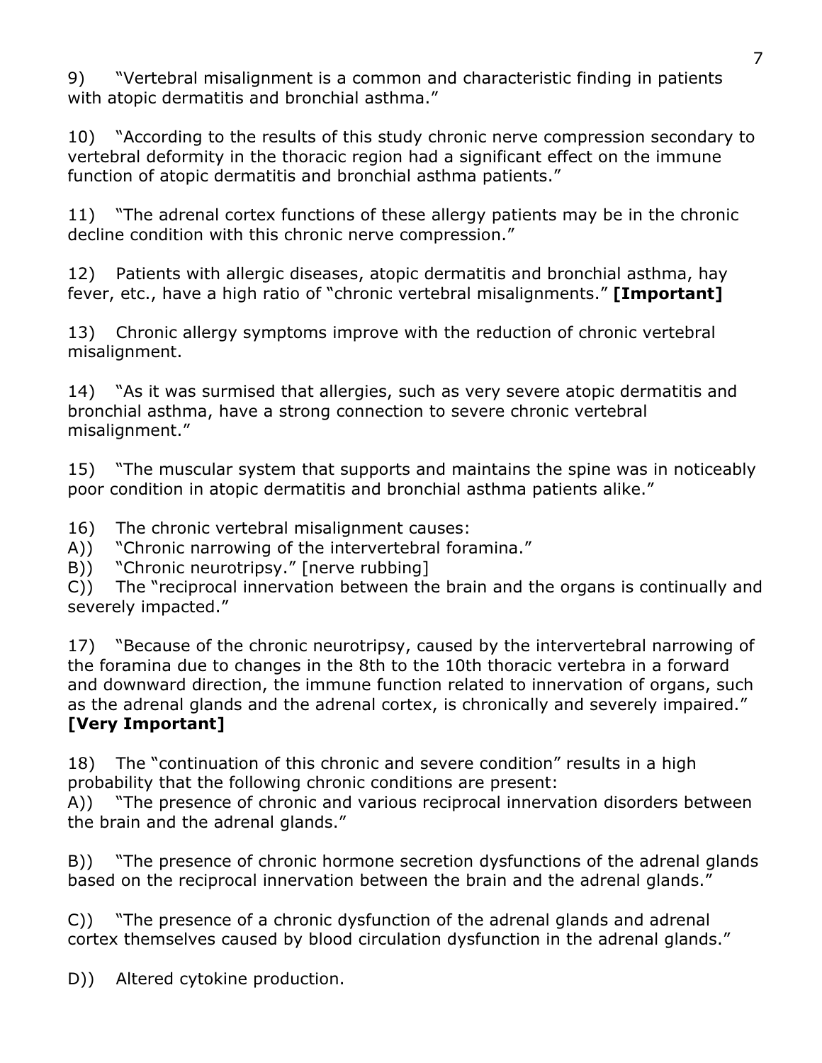9) "Vertebral misalignment is a common and characteristic finding in patients with atopic dermatitis and bronchial asthma."

10) "According to the results of this study chronic nerve compression secondary to vertebral deformity in the thoracic region had a significant effect on the immune function of atopic dermatitis and bronchial asthma patients."

11) "The adrenal cortex functions of these allergy patients may be in the chronic decline condition with this chronic nerve compression."

12) Patients with allergic diseases, atopic dermatitis and bronchial asthma, hay fever, etc., have a high ratio of "chronic vertebral misalignments." **[Important]**

13) Chronic allergy symptoms improve with the reduction of chronic vertebral misalignment.

14) "As it was surmised that allergies, such as very severe atopic dermatitis and bronchial asthma, have a strong connection to severe chronic vertebral misalignment."

15) "The muscular system that supports and maintains the spine was in noticeably poor condition in atopic dermatitis and bronchial asthma patients alike."

16) The chronic vertebral misalignment causes:
A)) "Chronic narrowing of the intervertebral foramina."
B)) "Chronic neurotripsy." [nerve rubbing]
C)) The "reciprocal innervation between the brain and the organs is continually and severely impacted."

17) "Because of the chronic neurotripsy, caused by the intervertebral narrowing of the foramina due to changes in the 8th to the 10th thoracic vertebra in a forward and downward direction, the immune function related to innervation of organs, such as the adrenal glands and the adrenal cortex, is chronically and severely impaired." **[Very Important]**

18) The "continuation of this chronic and severe condition" results in a high probability that the following chronic conditions are present:
A)) "The presence of chronic and various reciprocal innervation disorders between the brain and the adrenal glands."

B)) "The presence of chronic hormone secretion dysfunctions of the adrenal glands based on the reciprocal innervation between the brain and the adrenal glands."

C)) "The presence of a chronic dysfunction of the adrenal glands and adrenal cortex themselves caused by blood circulation dysfunction in the adrenal glands."

D)) Altered cytokine production.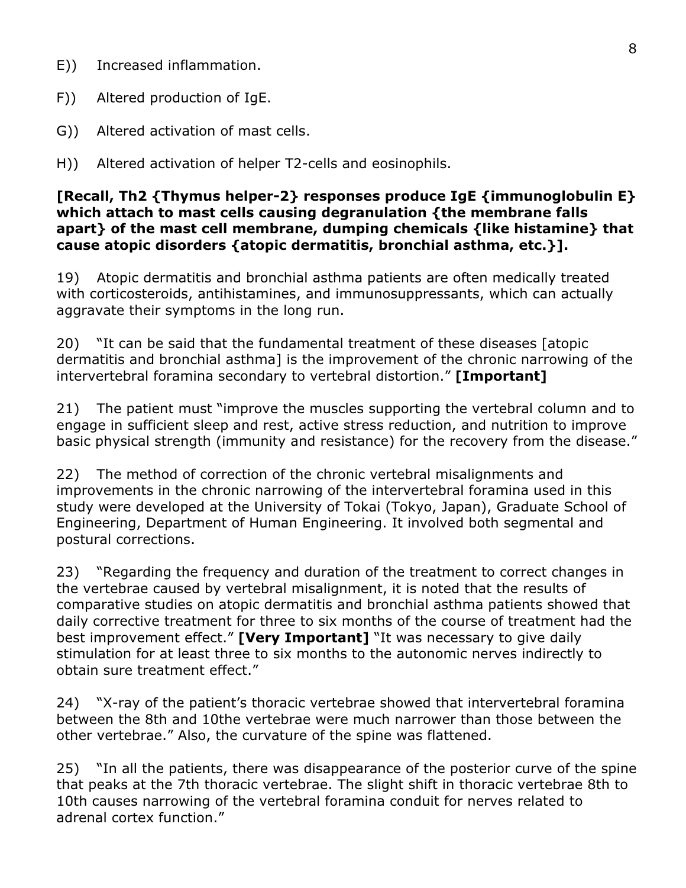E)) Increased inflammation.

F)) Altered production of IgE.

G)) Altered activation of mast cells.

H)) Altered activation of helper T2-cells and eosinophils.

**[Recall, Th2 {Thymus helper-2} responses produce IgE {immunoglobulin E} which attach to mast cells causing degranulation {the membrane falls apart} of the mast cell membrane, dumping chemicals {like histamine} that cause atopic disorders {atopic dermatitis, bronchial asthma, etc.}].**

19) Atopic dermatitis and bronchial asthma patients are often medically treated with corticosteroids, antihistamines, and immunosuppressants, which can actually aggravate their symptoms in the long run.

20) "It can be said that the fundamental treatment of these diseases [atopic dermatitis and bronchial asthma] is the improvement of the chronic narrowing of the intervertebral foramina secondary to vertebral distortion." **[Important]**

21) The patient must "improve the muscles supporting the vertebral column and to engage in sufficient sleep and rest, active stress reduction, and nutrition to improve basic physical strength (immunity and resistance) for the recovery from the disease."

22) The method of correction of the chronic vertebral misalignments and improvements in the chronic narrowing of the intervertebral foramina used in this study were developed at the University of Tokai (Tokyo, Japan), Graduate School of Engineering, Department of Human Engineering. It involved both segmental and postural corrections.

23) "Regarding the frequency and duration of the treatment to correct changes in the vertebrae caused by vertebral misalignment, it is noted that the results of comparative studies on atopic dermatitis and bronchial asthma patients showed that daily corrective treatment for three to six months of the course of treatment had the best improvement effect." **[Very Important]** "It was necessary to give daily stimulation for at least three to six months to the autonomic nerves indirectly to obtain sure treatment effect."

24) "X-ray of the patient's thoracic vertebrae showed that intervertebral foramina between the 8th and 10the vertebrae were much narrower than those between the other vertebrae." Also, the curvature of the spine was flattened.

25) "In all the patients, there was disappearance of the posterior curve of the spine that peaks at the 7th thoracic vertebrae. The slight shift in thoracic vertebrae 8th to 10th causes narrowing of the vertebral foramina conduit for nerves related to adrenal cortex function."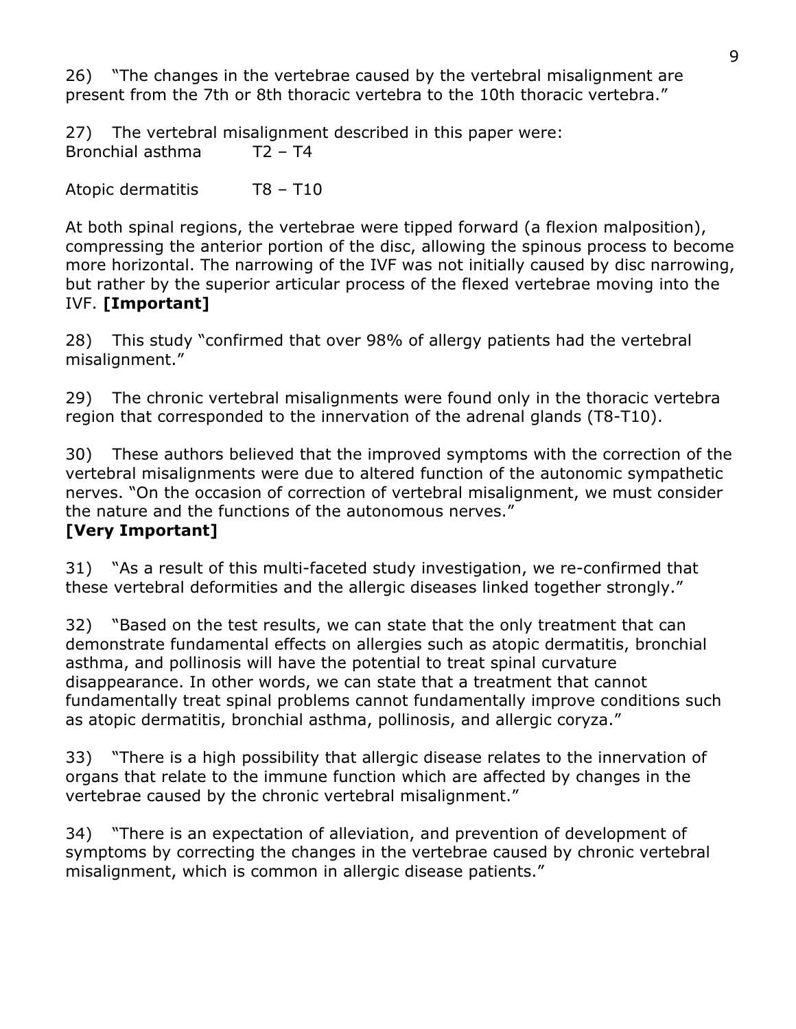26) "The changes in the vertebrae caused by the vertebral misalignment are present from the 7th or 8th thoracic vertebra to the 10th thoracic vertebra."

27) The vertebral misalignment described in this paper were:

| | |
|---|---|
| Bronchial asthma | T2 – T4 |
| Atopic dermatitis | T8 – T10 |

At both spinal regions, the vertebrae were tipped forward (a flexion malposition), compressing the anterior portion of the disc, allowing the spinous process to become more horizontal. The narrowing of the IVF was not initially caused by disc narrowing, but rather by the superior articular process of the flexed vertebrae moving into the IVF. **[Important]**

28) This study "confirmed that over 98% of allergy patients had the vertebral misalignment."

29) The chronic vertebral misalignments were found only in the thoracic vertebra region that corresponded to the innervation of the adrenal glands (T8-T10).

30) These authors believed that the improved symptoms with the correction of the vertebral misalignments were due to altered function of the autonomic sympathetic nerves. "On the occasion of correction of vertebral misalignment, we must consider the nature and the functions of the autonomous nerves."
**[Very Important]**

31) "As a result of this multi-faceted study investigation, we re-confirmed that these vertebral deformities and the allergic diseases linked together strongly."

32) "Based on the test results, we can state that the only treatment that can demonstrate fundamental effects on allergies such as atopic dermatitis, bronchial asthma, and pollinosis will have the potential to treat spinal curvature disappearance. In other words, we can state that a treatment that cannot fundamentally treat spinal problems cannot fundamentally improve conditions such as atopic dermatitis, bronchial asthma, pollinosis, and allergic coryza."

33) "There is a high possibility that allergic disease relates to the innervation of organs that relate to the immune function which are affected by changes in the vertebrae caused by the chronic vertebral misalignment."

34) "There is an expectation of alleviation, and prevention of development of symptoms by correcting the changes in the vertebrae caused by chronic vertebral misalignment, which is common in allergic disease patients."